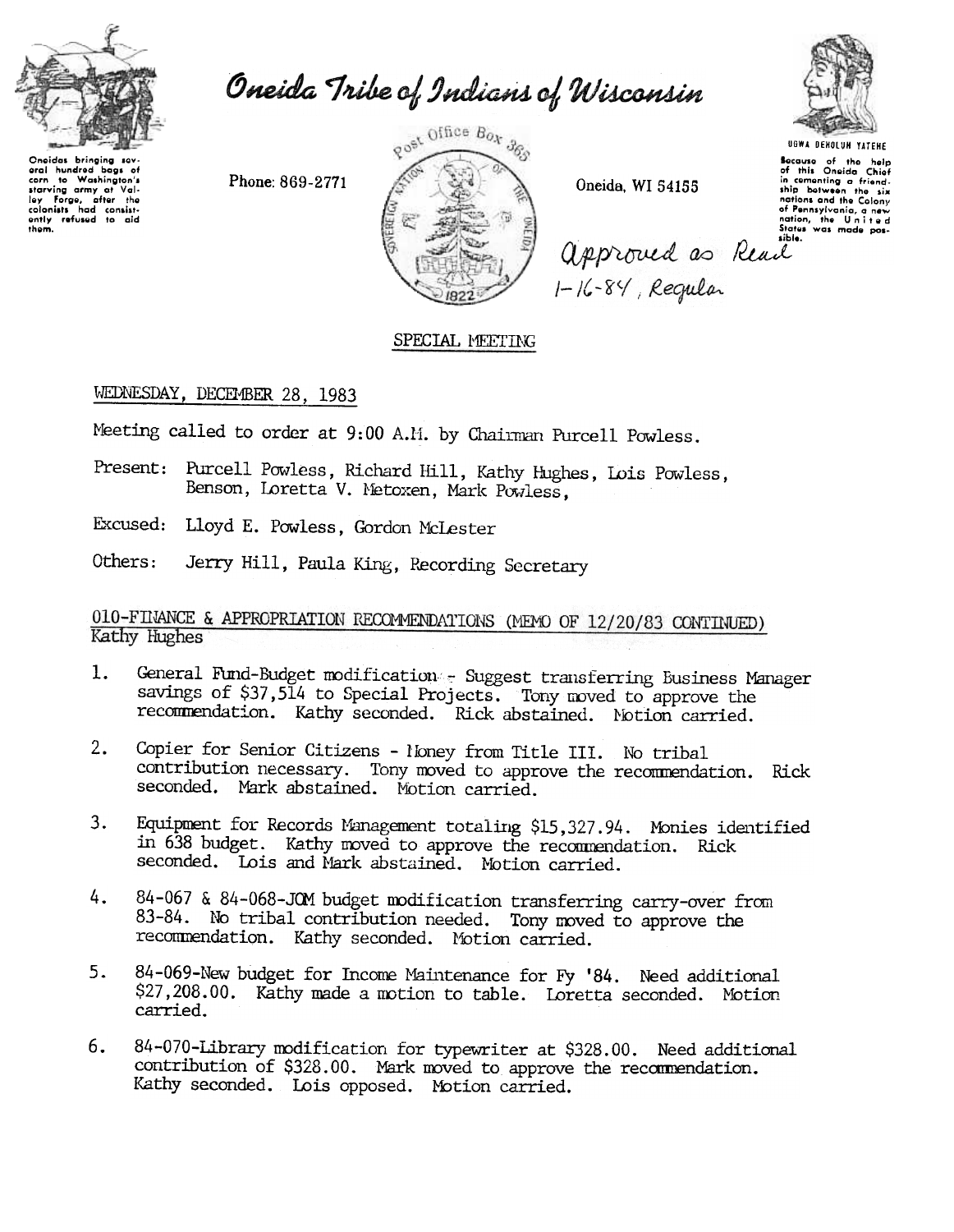# Oneida Tribe of Indians of Wisconsin

Oneidas bringing several hundred bags of corn to Washington's starving army at Valley Forge, after the colonists had consistently refused to aid them.

Phone: 869-2771

Post Office Box 365

Oneida, WI 54155

UGWA DEHOLUH YATEHE

Because of the help of this Oneida Chief in cementing a friendship between the six nations and the Colony of Pennsylvania, a new nation, the United States was made possible.

Approved as Read
1-16-84, Regular

## SPECIAL MEETING

WEDNESDAY, DECEMBER 28, 1983

Meeting called to order at 9:00 A.M. by Chairman Purcell Powless.

Present: Purcell Powless, Richard Hill, Kathy Hughes, Lois Powless, Benson, Loretta V. Metoxen, Mark Powless,

Excused: Lloyd E. Powless, Gordon McLester

Others: Jerry Hill, Paula King, Recording Secretary

### 010-FINANCE & APPROPRIATION RECOMMENDATIONS (MEMO OF 12/20/83 CONTINUED)
Kathy Hughes

1. General Fund-Budget modification - Suggest transferring Business Manager savings of $37,514 to Special Projects. Tony moved to approve the recommendation. Kathy seconded. Rick abstained. Motion carried.

2. Copier for Senior Citizens - Money from Title III. No tribal contribution necessary. Tony moved to approve the recommendation. Rick seconded. Mark abstained. Motion carried.

3. Equipment for Records Management totaling $15,327.94. Monies identified in 638 budget. Kathy moved to approve the recommendation. Rick seconded. Lois and Mark abstained. Motion carried.

4. 84-067 & 84-068-JOM budget modification transferring carry-over from 83-84. No tribal contribution needed. Tony moved to approve the recommendation. Kathy seconded. Motion carried.

5. 84-069-New budget for Income Maintenance for Fy '84. Need additional $27,208.00. Kathy made a motion to table. Loretta seconded. Motion carried.

6. 84-070-Library modification for typewriter at $328.00. Need additional contribution of $328.00. Mark moved to approve the recommendation. Kathy seconded. Lois opposed. Motion carried.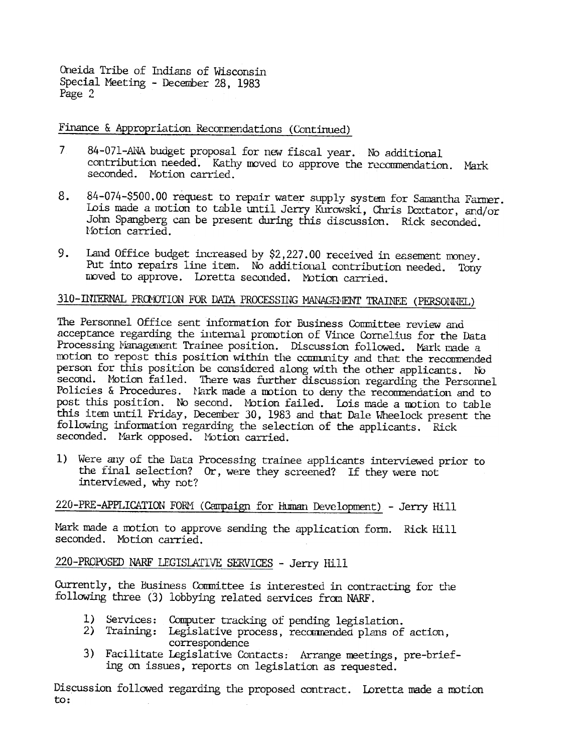Oneida Tribe of Indians of Wisconsin
Special Meeting - December 28, 1983
Page 2

Finance & Appropriation Recommendations (Continued)

7. 84-071-ANA budget proposal for new fiscal year. No additional contribution needed. Kathy moved to approve the recommendation. Mark seconded. Motion carried.

8. 84-074-$500.00 request to repair water supply system for Samantha Farmer. Lois made a motion to table until Jerry Kurowski, Chris Doxtator, and/or John Spangberg can be present during this discussion. Rick seconded. Motion carried.

9. Land Office budget increased by $2,227.00 received in easement money. Put into repairs line item. No additional contribution needed. Tony moved to approve. Loretta seconded. Motion carried.

310-INTERNAL PROMOTION FOR DATA PROCESSING MANAGEMENT TRAINEE (PERSONNEL)

The Personnel Office sent information for Business Committee review and acceptance regarding the internal promotion of Vince Cornelius for the Data Processing Management Trainee position. Discussion followed. Mark made a motion to repost this position within the community and that the recommended person for this position be considered along with the other applicants. No second. Motion failed. There was further discussion regarding the Personnel Policies & Procedures. Mark made a motion to deny the recommendation and to post this position. No second. Motion failed. Lois made a motion to table this item until Friday, December 30, 1983 and that Dale Wheelock present the following information regarding the selection of the applicants. Rick seconded. Mark opposed. Motion carried.

1) Were any of the Data Processing trainee applicants interviewed prior to the final selection? Or, were they screened? If they were not interviewed, why not?

220-PRE-APPLICATION FORM (Campaign for Human Development) - Jerry Hill

Mark made a motion to approve sending the application form. Rick Hill seconded. Motion carried.

220-PROPOSED NARF LEGISLATIVE SERVICES - Jerry Hill

Currently, the Business Committee is interested in contracting for the following three (3) lobbying related services from NARF.

1) Services: Computer tracking of pending legislation.
2) Training: Legislative process, recommended plans of action, correspondence
3) Facilitate Legislative Contacts: Arrange meetings, pre-briefing on issues, reports on legislation as requested.

Discussion followed regarding the proposed contract. Loretta made a motion to: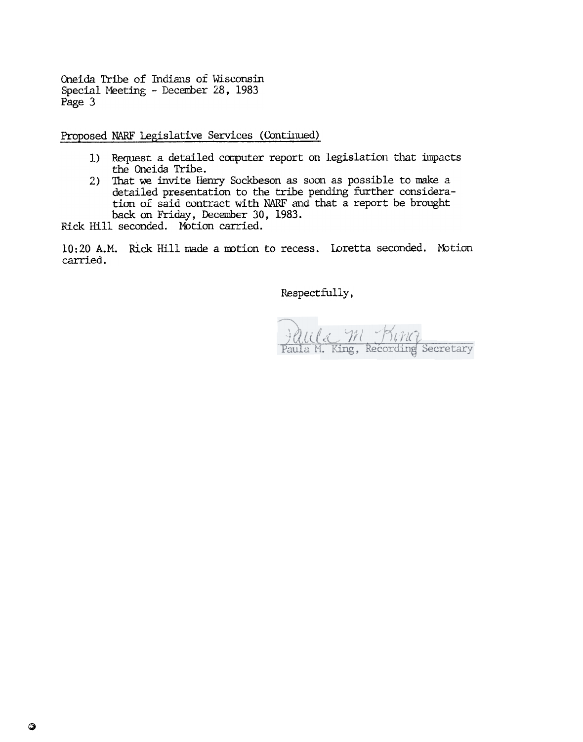Oneida Tribe of Indians of Wisconsin
Special Meeting - December 28, 1983
Page 3

Proposed NARF Legislative Services (Continued)

1) Request a detailed computer report on legislation that impacts the Oneida Tribe.
2) That we invite Henry Sockbeson as soon as possible to make a detailed presentation to the tribe pending further consideration of said contract with NARF and that a report be brought back on Friday, December 30, 1983.

Rick Hill seconded. Motion carried.

10:20 A.M. Rick Hill made a motion to recess. Loretta seconded. Motion carried.

Respectfully,

Paula M. King

Paula M. King, Recording Secretary